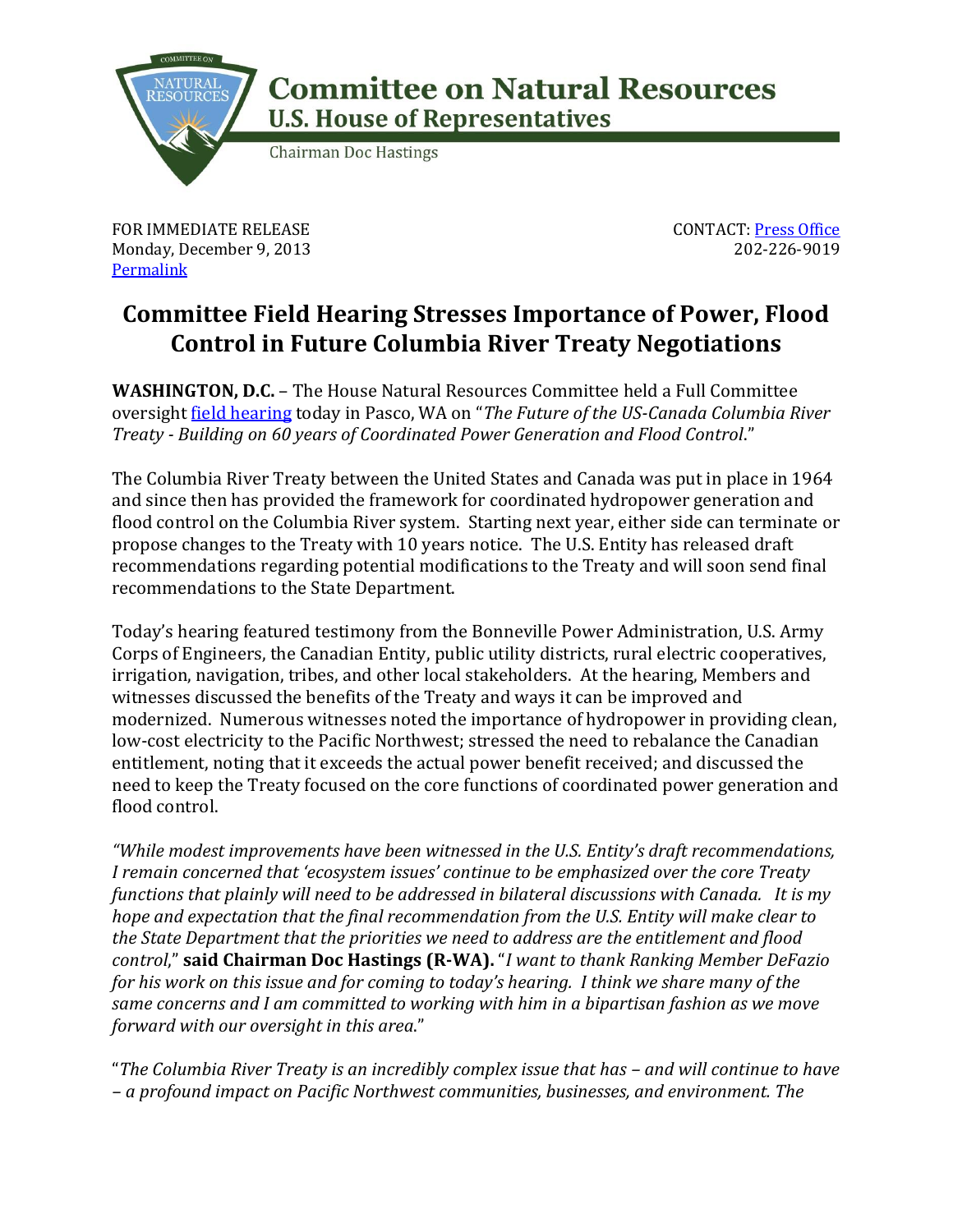**Committee on Natural Resources**
**U.S. House of Representatives**
Chairman Doc Hastings

FOR IMMEDIATE RELEASE
Monday, December 9, 2013
[Permalink]

CONTACT: [Press Office]
202-226-9019

# Committee Field Hearing Stresses Importance of Power, Flood Control in Future Columbia River Treaty Negotiations

**WASHINGTON, D.C.** – The House Natural Resources Committee held a Full Committee oversight field hearing today in Pasco, WA on "*The Future of the US-Canada Columbia River Treaty - Building on 60 years of Coordinated Power Generation and Flood Control*."

The Columbia River Treaty between the United States and Canada was put in place in 1964 and since then has provided the framework for coordinated hydropower generation and flood control on the Columbia River system. Starting next year, either side can terminate or propose changes to the Treaty with 10 years notice. The U.S. Entity has released draft recommendations regarding potential modifications to the Treaty and will soon send final recommendations to the State Department.

Today's hearing featured testimony from the Bonneville Power Administration, U.S. Army Corps of Engineers, the Canadian Entity, public utility districts, rural electric cooperatives, irrigation, navigation, tribes, and other local stakeholders. At the hearing, Members and witnesses discussed the benefits of the Treaty and ways it can be improved and modernized. Numerous witnesses noted the importance of hydropower in providing clean, low-cost electricity to the Pacific Northwest; stressed the need to rebalance the Canadian entitlement, noting that it exceeds the actual power benefit received; and discussed the need to keep the Treaty focused on the core functions of coordinated power generation and flood control.

*"While modest improvements have been witnessed in the U.S. Entity's draft recommendations, I remain concerned that 'ecosystem issues' continue to be emphasized over the core Treaty functions that plainly will need to be addressed in bilateral discussions with Canada. It is my hope and expectation that the final recommendation from the U.S. Entity will make clear to the State Department that the priorities we need to address are the entitlement and flood control,"* **said Chairman Doc Hastings (R-WA).** "*I want to thank Ranking Member DeFazio for his work on this issue and for coming to today's hearing. I think we share many of the same concerns and I am committed to working with him in a bipartisan fashion as we move forward with our oversight in this area.*"

"*The Columbia River Treaty is an incredibly complex issue that has – and will continue to have – a profound impact on Pacific Northwest communities, businesses, and environment. The*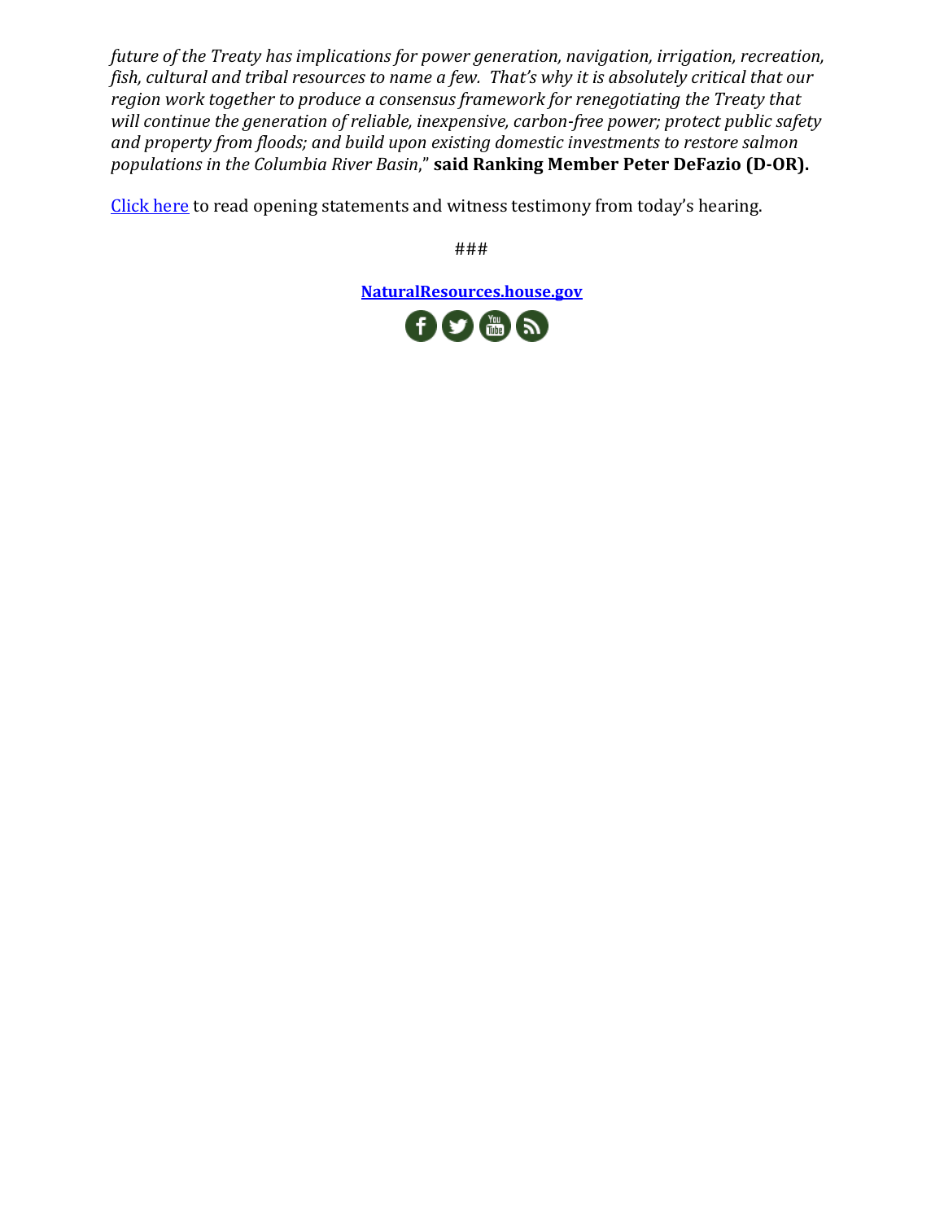*future of the Treaty has implications for power generation, navigation, irrigation, recreation, fish, cultural and tribal resources to name a few. That's why it is absolutely critical that our region work together to produce a consensus framework for renegotiating the Treaty that will continue the generation of reliable, inexpensive, carbon-free power; protect public safety and property from floods; and build upon existing domestic investments to restore salmon populations in the Columbia River Basin*," **said Ranking Member Peter DeFazio (D-OR).**

Click here to read opening statements and witness testimony from today's hearing.

###

**NaturalResources.house.gov**